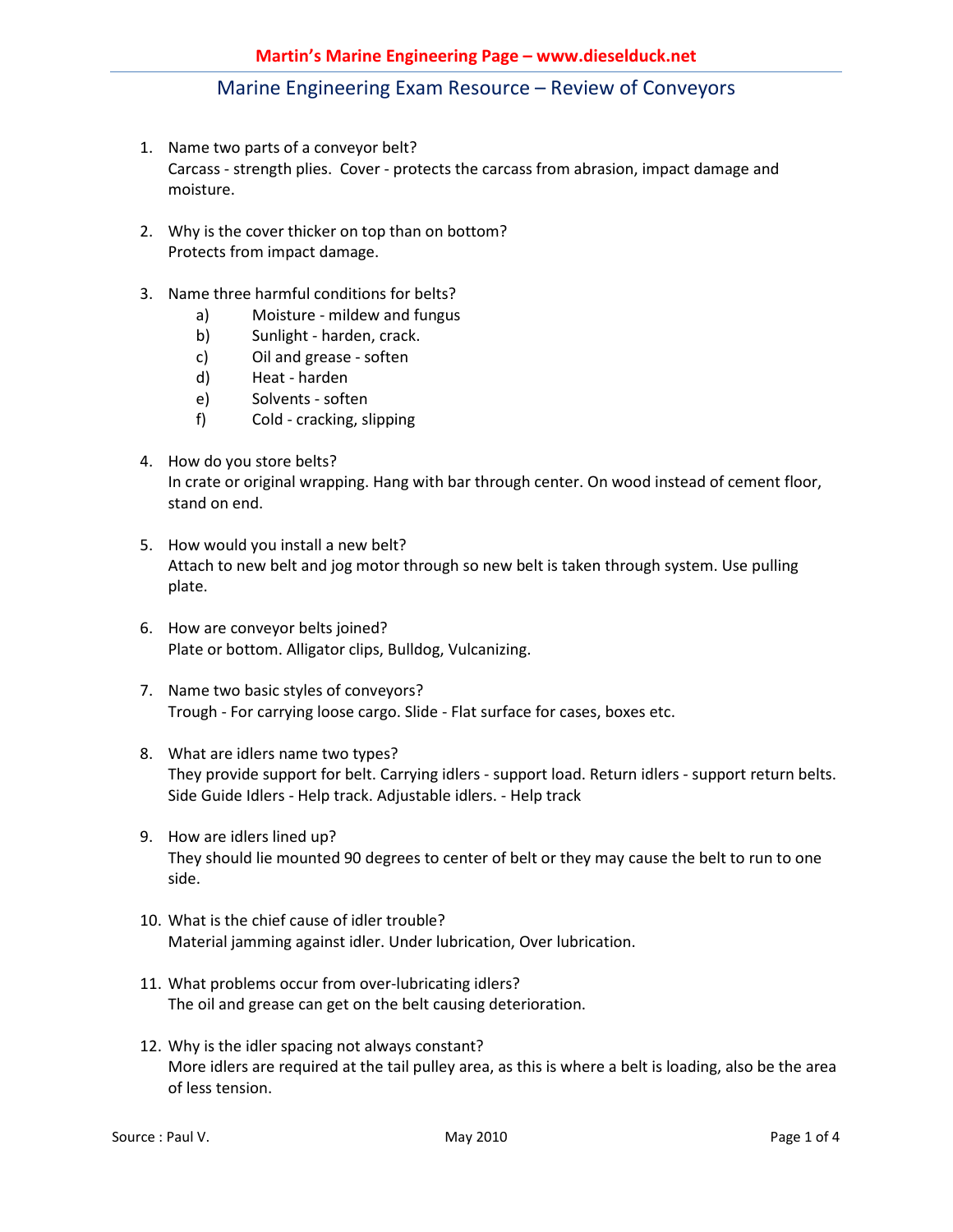# Marine Engineering Exam Resource – Review of Conveyors

1. Name two parts of a conveyor belt?
   Carcass - strength plies.  Cover - protects the carcass from abrasion, impact damage and moisture.

2. Why is the cover thicker on top than on bottom?
   Protects from impact damage.

3. Name three harmful conditions for belts?
   a) Moisture - mildew and fungus
   b) Sunlight - harden, crack.
   c) Oil and grease - soften
   d) Heat - harden
   e) Solvents - soften
   f) Cold - cracking, slipping

4. How do you store belts?
   In crate or original wrapping. Hang with bar through center. On wood instead of cement floor, stand on end.

5. How would you install a new belt?
   Attach to new belt and jog motor through so new belt is taken through system. Use pulling plate.

6. How are conveyor belts joined?
   Plate or bottom. Alligator clips, Bulldog, Vulcanizing.

7. Name two basic styles of conveyors?
   Trough - For carrying loose cargo. Slide - Flat surface for cases, boxes etc.

8. What are idlers name two types?
   They provide support for belt. Carrying idlers - support load. Return idlers - support return belts. Side Guide Idlers - Help track. Adjustable idlers. - Help track

9. How are idlers lined up?
   They should lie mounted 90 degrees to center of belt or they may cause the belt to run to one side.

10. What is the chief cause of idler trouble?
    Material jamming against idler. Under lubrication, Over lubrication.

11. What problems occur from over-lubricating idlers?
    The oil and grease can get on the belt causing deterioration.

12. Why is the idler spacing not always constant?
    More idlers are required at the tail pulley area, as this is where a belt is loading, also be the area of less tension.

Source : Paul V. May 2010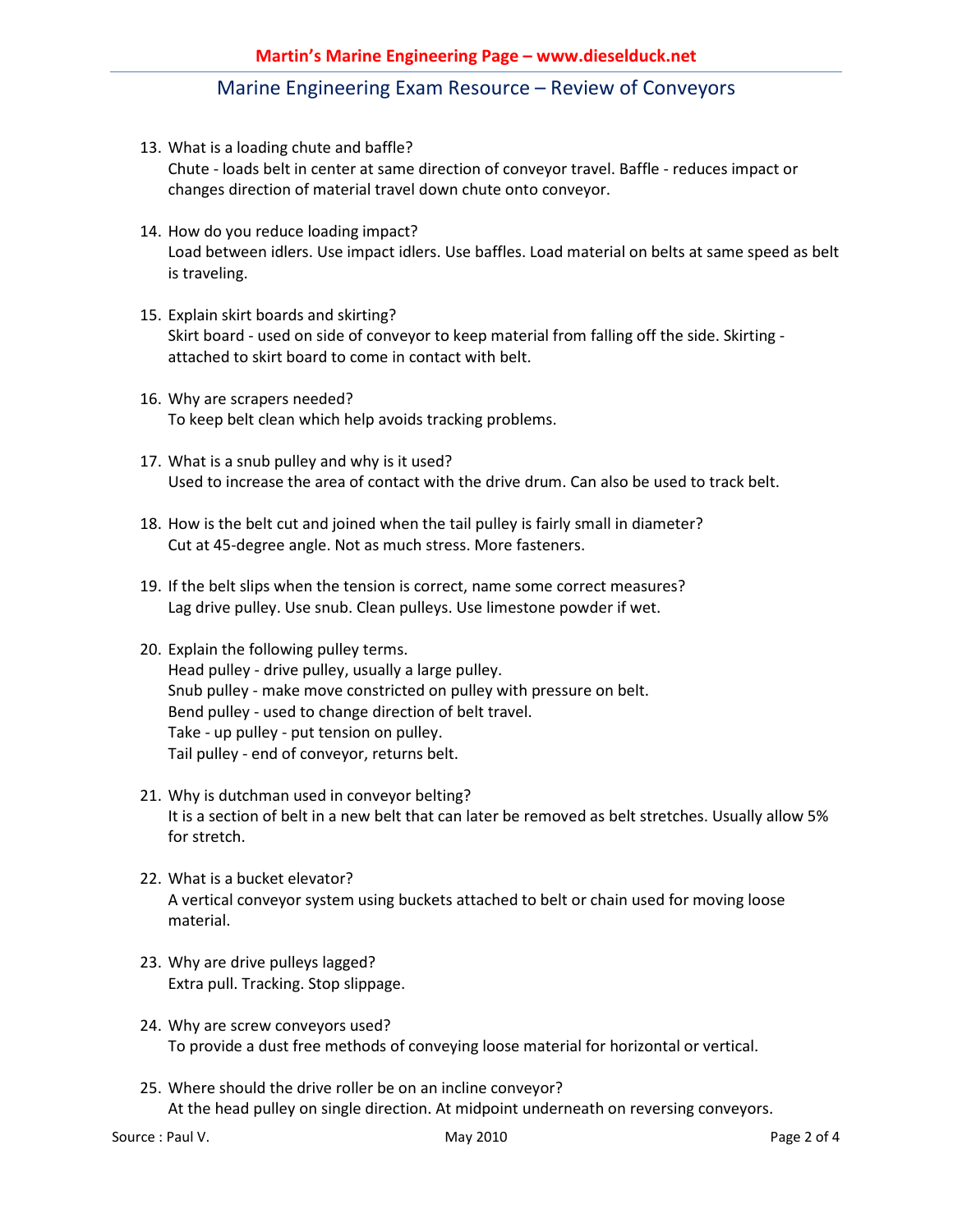13. What is a loading chute and baffle?
    Chute - loads belt in center at same direction of conveyor travel. Baffle - reduces impact or changes direction of material travel down chute onto conveyor.

14. How do you reduce loading impact?
    Load between idlers. Use impact idlers. Use baffles. Load material on belts at same speed as belt is traveling.

15. Explain skirt boards and skirting?
    Skirt board - used on side of conveyor to keep material from falling off the side. Skirting - attached to skirt board to come in contact with belt.

16. Why are scrapers needed?
    To keep belt clean which help avoids tracking problems.

17. What is a snub pulley and why is it used?
    Used to increase the area of contact with the drive drum. Can also be used to track belt.

18. How is the belt cut and joined when the tail pulley is fairly small in diameter?
    Cut at 45-degree angle. Not as much stress. More fasteners.

19. If the belt slips when the tension is correct, name some correct measures?
    Lag drive pulley. Use snub. Clean pulleys. Use limestone powder if wet.

20. Explain the following pulley terms.
    Head pulley - drive pulley, usually a large pulley.
    Snub pulley - make move constricted on pulley with pressure on belt.
    Bend pulley - used to change direction of belt travel.
    Take - up pulley - put tension on pulley.
    Tail pulley - end of conveyor, returns belt.

21. Why is dutchman used in conveyor belting?
    It is a section of belt in a new belt that can later be removed as belt stretches. Usually allow 5% for stretch.

22. What is a bucket elevator?
    A vertical conveyor system using buckets attached to belt or chain used for moving loose material.

23. Why are drive pulleys lagged?
    Extra pull. Tracking. Stop slippage.

24. Why are screw conveyors used?
    To provide a dust free methods of conveying loose material for horizontal or vertical.

25. Where should the drive roller be on an incline conveyor?
    At the head pulley on single direction. At midpoint underneath on reversing conveyors.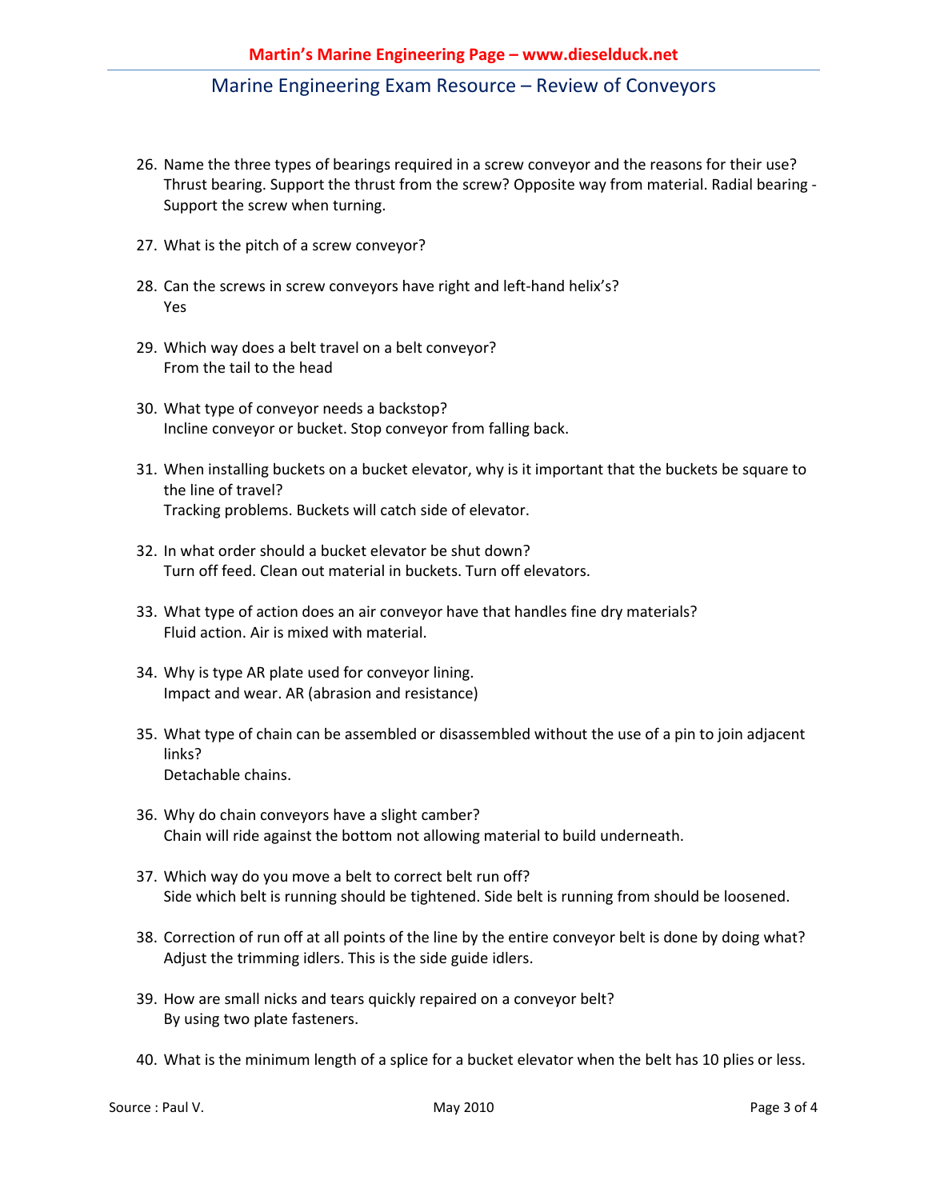26. Name the three types of bearings required in a screw conveyor and the reasons for their use?
    Thrust bearing. Support the thrust from the screw? Opposite way from material. Radial bearing - Support the screw when turning.

27. What is the pitch of a screw conveyor?

28. Can the screws in screw conveyors have right and left-hand helix's?
    Yes

29. Which way does a belt travel on a belt conveyor?
    From the tail to the head

30. What type of conveyor needs a backstop?
    Incline conveyor or bucket. Stop conveyor from falling back.

31. When installing buckets on a bucket elevator, why is it important that the buckets be square to the line of travel?
    Tracking problems. Buckets will catch side of elevator.

32. In what order should a bucket elevator be shut down?
    Turn off feed. Clean out material in buckets. Turn off elevators.

33. What type of action does an air conveyor have that handles fine dry materials?
    Fluid action. Air is mixed with material.

34. Why is type AR plate used for conveyor lining.
    Impact and wear. AR (abrasion and resistance)

35. What type of chain can be assembled or disassembled without the use of a pin to join adjacent links?
    Detachable chains.

36. Why do chain conveyors have a slight camber?
    Chain will ride against the bottom not allowing material to build underneath.

37. Which way do you move a belt to correct belt run off?
    Side which belt is running should be tightened. Side belt is running from should be loosened.

38. Correction of run off at all points of the line by the entire conveyor belt is done by doing what?
    Adjust the trimming idlers. This is the side guide idlers.

39. How are small nicks and tears quickly repaired on a conveyor belt?
    By using two plate fasteners.

40. What is the minimum length of a splice for a bucket elevator when the belt has 10 plies or less.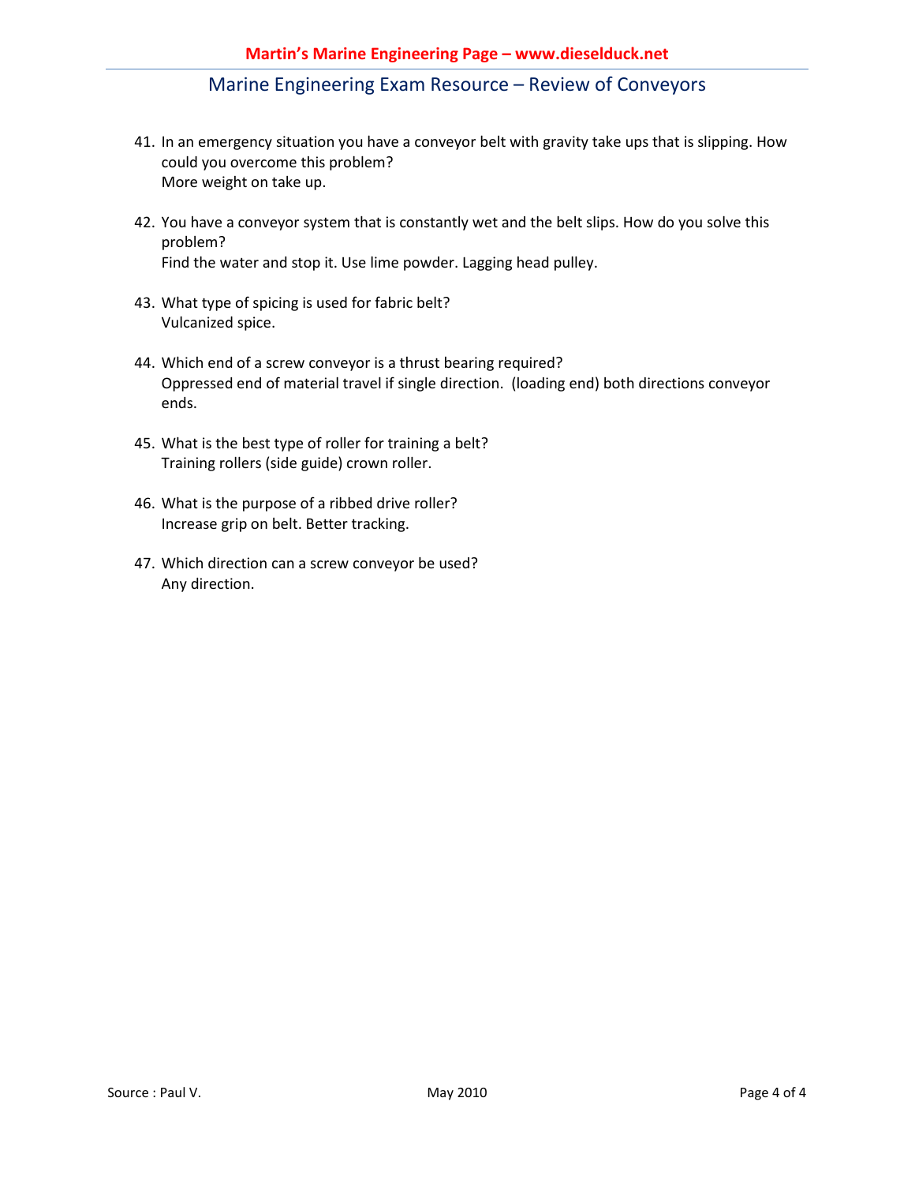41. In an emergency situation you have a conveyor belt with gravity take ups that is slipping. How could you overcome this problem?
    More weight on take up.

42. You have a conveyor system that is constantly wet and the belt slips. How do you solve this problem?
    Find the water and stop it. Use lime powder. Lagging head pulley.

43. What type of spicing is used for fabric belt?
    Vulcanized spice.

44. Which end of a screw conveyor is a thrust bearing required?
    Oppressed end of material travel if single direction. (loading end) both directions conveyor ends.

45. What is the best type of roller for training a belt?
    Training rollers (side guide) crown roller.

46. What is the purpose of a ribbed drive roller?
    Increase grip on belt. Better tracking.

47. Which direction can a screw conveyor be used?
    Any direction.